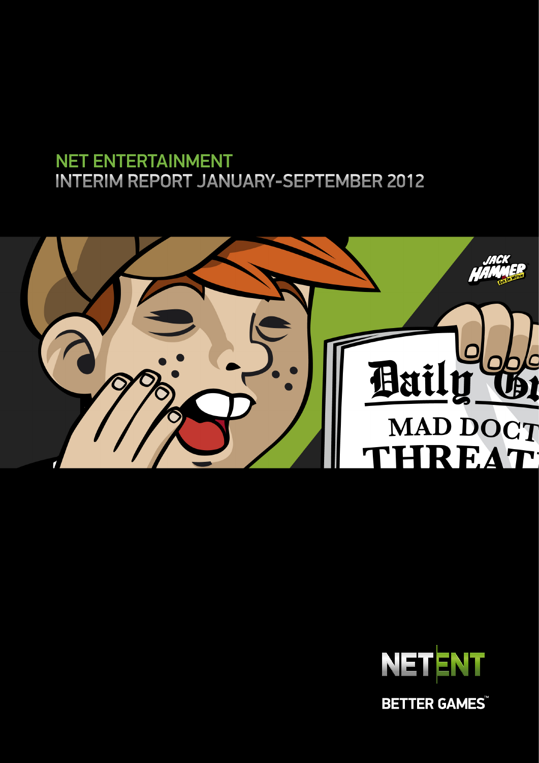# NET ENTERTAINMENT
## INTERIM REPORT JANUARY-SEPTEMBER 2012

NETENT

BETTER GAMES™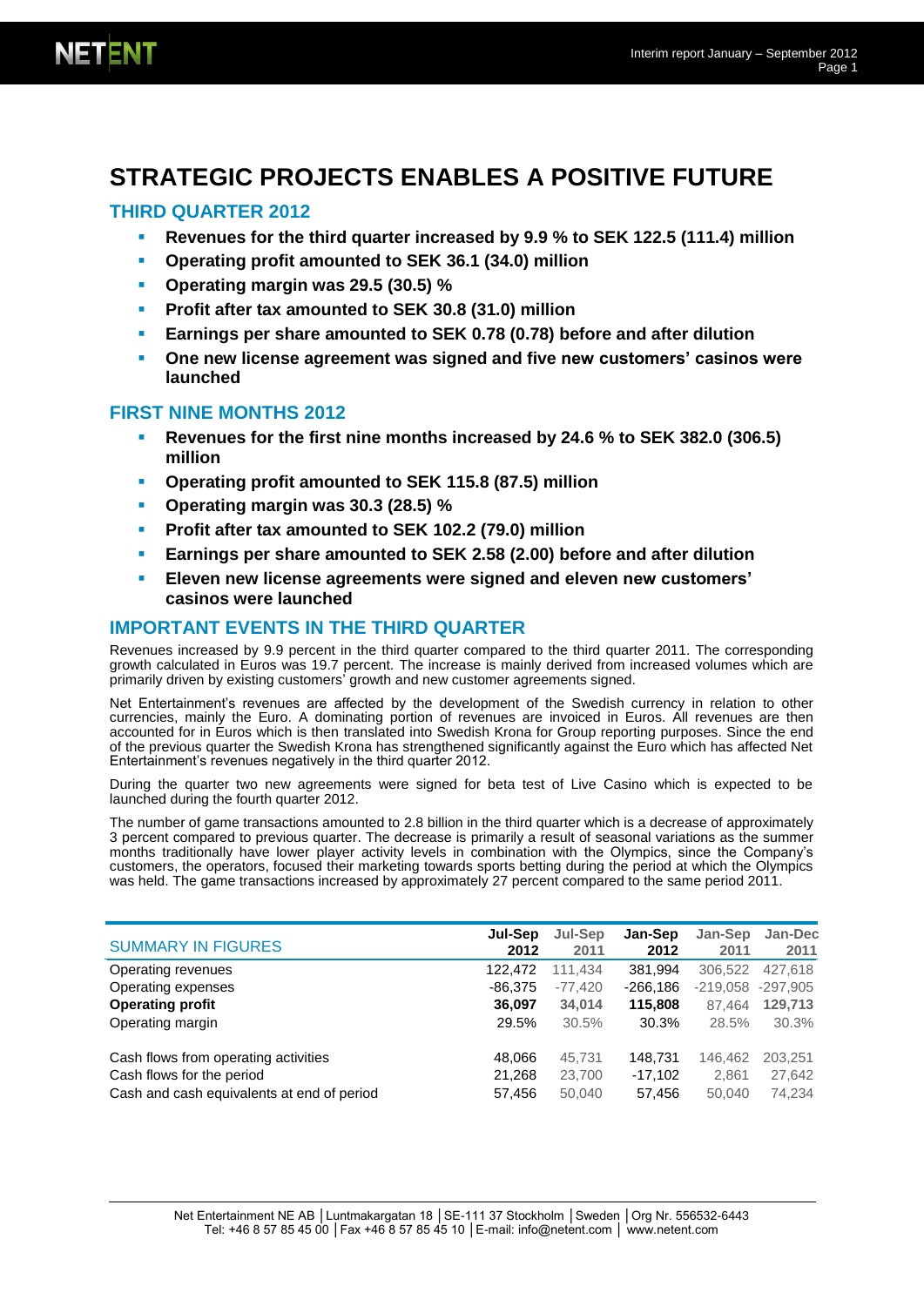# STRATEGIC PROJECTS ENABLES A POSITIVE FUTURE

## THIRD QUARTER 2012

- **Revenues for the third quarter increased by 9.9 % to SEK 122.5 (111.4) million**
- **Operating profit amounted to SEK 36.1 (34.0) million**
- **Operating margin was 29.5 (30.5) %**
- **Profit after tax amounted to SEK 30.8 (31.0) million**
- **Earnings per share amounted to SEK 0.78 (0.78) before and after dilution**
- **One new license agreement was signed and five new customers' casinos were launched**

## FIRST NINE MONTHS 2012

- **Revenues for the first nine months increased by 24.6 % to SEK 382.0 (306.5) million**
- **Operating profit amounted to SEK 115.8 (87.5) million**
- **Operating margin was 30.3 (28.5) %**
- **Profit after tax amounted to SEK 102.2 (79.0) million**
- **Earnings per share amounted to SEK 2.58 (2.00) before and after dilution**
- **Eleven new license agreements were signed and eleven new customers' casinos were launched**

## IMPORTANT EVENTS IN THE THIRD QUARTER

Revenues increased by 9.9 percent in the third quarter compared to the third quarter 2011. The corresponding growth calculated in Euros was 19.7 percent. The increase is mainly derived from increased volumes which are primarily driven by existing customers' growth and new customer agreements signed.

Net Entertainment's revenues are affected by the development of the Swedish currency in relation to other currencies, mainly the Euro. A dominating portion of revenues are invoiced in Euros. All revenues are then accounted for in Euros which is then translated into Swedish Krona for Group reporting purposes. Since the end of the previous quarter the Swedish Krona has strengthened significantly against the Euro which has affected Net Entertainment's revenues negatively in the third quarter 2012.

During the quarter two new agreements were signed for beta test of Live Casino which is expected to be launched during the fourth quarter 2012.

The number of game transactions amounted to 2.8 billion in the third quarter which is a decrease of approximately 3 percent compared to previous quarter. The decrease is primarily a result of seasonal variations as the summer months traditionally have lower player activity levels in combination with the Olympics, since the Company's customers, the operators, focused their marketing towards sports betting during the period at which the Olympics was held. The game transactions increased by approximately 27 percent compared to the same period 2011.

| SUMMARY IN FIGURES | Jul-Sep 2012 | Jul-Sep 2011 | Jan-Sep 2012 | Jan-Sep 2011 | Jan-Dec 2011 |
|---|---|---|---|---|---|
| Operating revenues | 122,472 | 111,434 | 381,994 | 306,522 | 427,618 |
| Operating expenses | -86,375 | -77,420 | -266,186 | -219,058 | -297,905 |
| **Operating profit** | **36,097** | **34,014** | **115,808** | 87,464 | **129,713** |
| Operating margin | 29.5% | 30.5% | 30.3% | 28.5% | 30.3% |
| | | | | | |
| Cash flows from operating activities | 48,066 | 45,731 | 148,731 | 146,462 | 203,251 |
| Cash flows for the period | 21,268 | 23,700 | -17,102 | 2,861 | 27,642 |
| Cash and cash equivalents at end of period | 57,456 | 50,040 | 57,456 | 50,040 | 74,234 |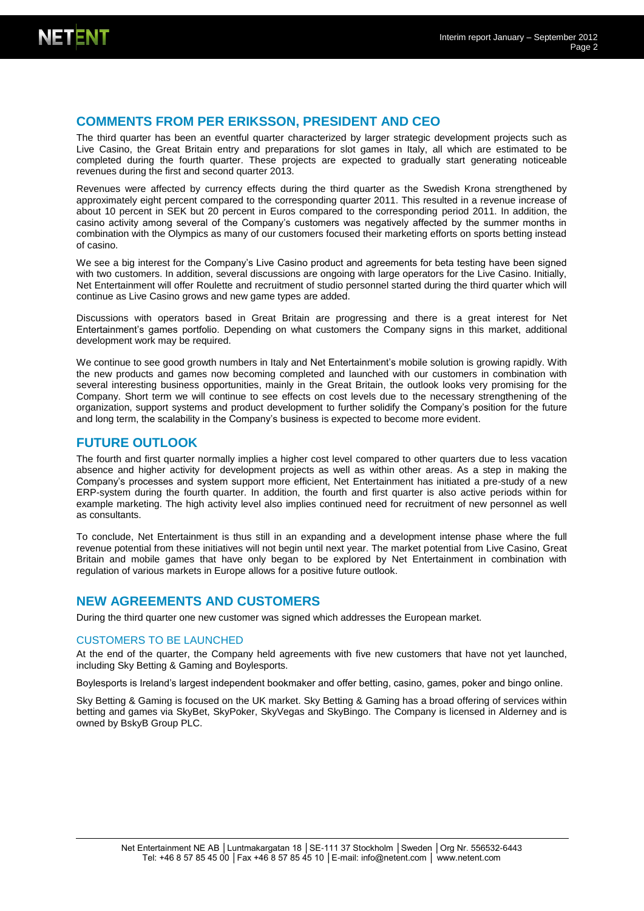## COMMENTS FROM PER ERIKSSON, PRESIDENT AND CEO

The third quarter has been an eventful quarter characterized by larger strategic development projects such as Live Casino, the Great Britain entry and preparations for slot games in Italy, all which are estimated to be completed during the fourth quarter. These projects are expected to gradually start generating noticeable revenues during the first and second quarter 2013.

Revenues were affected by currency effects during the third quarter as the Swedish Krona strengthened by approximately eight percent compared to the corresponding quarter 2011. This resulted in a revenue increase of about 10 percent in SEK but 20 percent in Euros compared to the corresponding period 2011. In addition, the casino activity among several of the Company's customers was negatively affected by the summer months in combination with the Olympics as many of our customers focused their marketing efforts on sports betting instead of casino.

We see a big interest for the Company's Live Casino product and agreements for beta testing have been signed with two customers. In addition, several discussions are ongoing with large operators for the Live Casino. Initially, Net Entertainment will offer Roulette and recruitment of studio personnel started during the third quarter which will continue as Live Casino grows and new game types are added.

Discussions with operators based in Great Britain are progressing and there is a great interest for Net Entertainment's games portfolio. Depending on what customers the Company signs in this market, additional development work may be required.

We continue to see good growth numbers in Italy and Net Entertainment's mobile solution is growing rapidly. With the new products and games now becoming completed and launched with our customers in combination with several interesting business opportunities, mainly in the Great Britain, the outlook looks very promising for the Company. Short term we will continue to see effects on cost levels due to the necessary strengthening of the organization, support systems and product development to further solidify the Company's position for the future and long term, the scalability in the Company's business is expected to become more evident.

## FUTURE OUTLOOK

The fourth and first quarter normally implies a higher cost level compared to other quarters due to less vacation absence and higher activity for development projects as well as within other areas. As a step in making the Company's processes and system support more efficient, Net Entertainment has initiated a pre-study of a new ERP-system during the fourth quarter. In addition, the fourth and first quarter is also active periods within for example marketing. The high activity level also implies continued need for recruitment of new personnel as well as consultants.

To conclude, Net Entertainment is thus still in an expanding and a development intense phase where the full revenue potential from these initiatives will not begin until next year. The market potential from Live Casino, Great Britain and mobile games that have only began to be explored by Net Entertainment in combination with regulation of various markets in Europe allows for a positive future outlook.

## NEW AGREEMENTS AND CUSTOMERS

During the third quarter one new customer was signed which addresses the European market.

### CUSTOMERS TO BE LAUNCHED

At the end of the quarter, the Company held agreements with five new customers that have not yet launched, including Sky Betting & Gaming and Boylesports.

Boylesports is Ireland's largest independent bookmaker and offer betting, casino, games, poker and bingo online.

Sky Betting & Gaming is focused on the UK market. Sky Betting & Gaming has a broad offering of services within betting and games via SkyBet, SkyPoker, SkyVegas and SkyBingo. The Company is licensed in Alderney and is owned by BskyB Group PLC.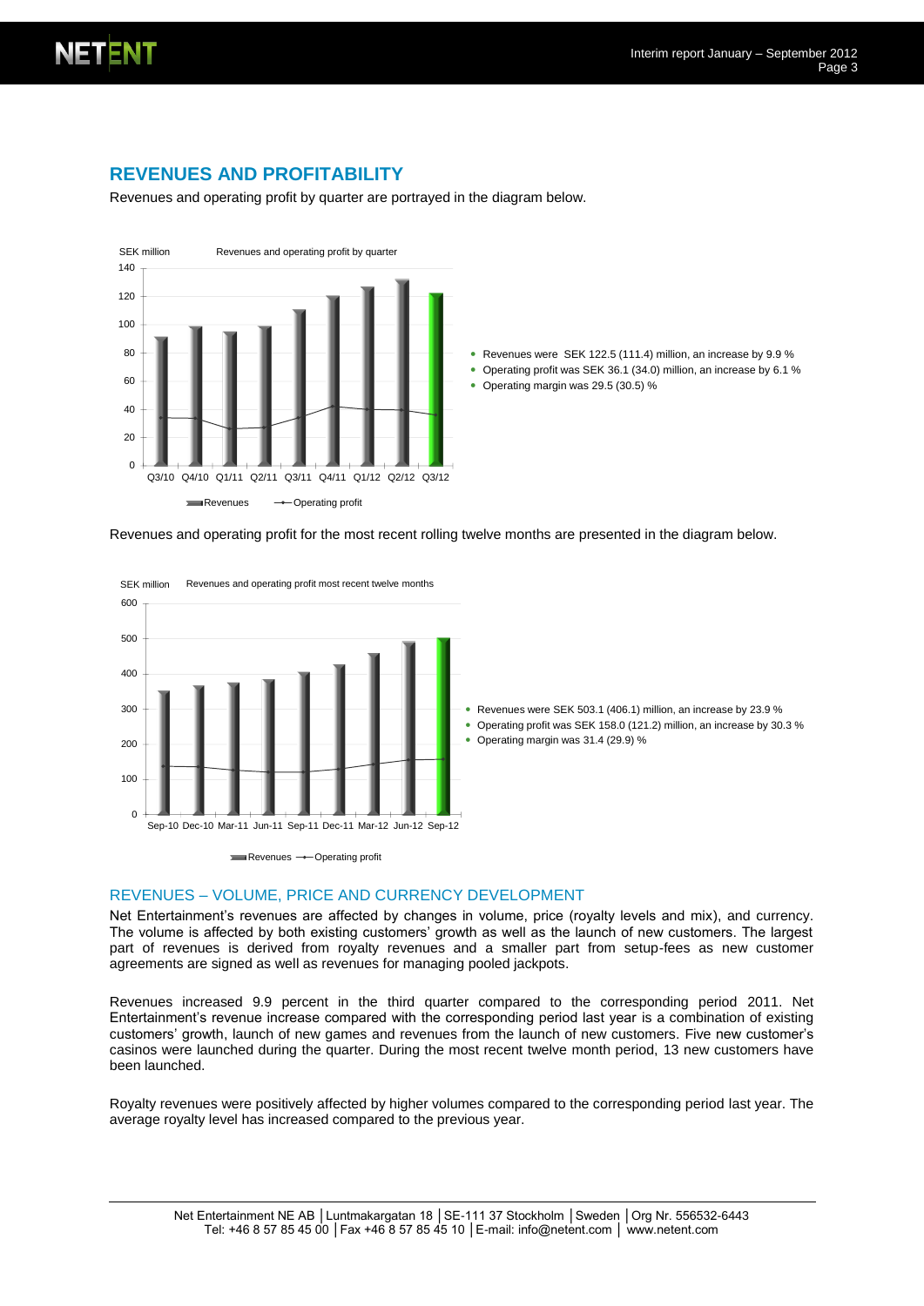## REVENUES AND PROFITABILITY

Revenues and operating profit by quarter are portrayed in the diagram below.

SEK million — Revenues and operating profit by quarter

- Revenues were SEK 122.5 (111.4) million, an increase by 9.9 %
- Operating profit was SEK 36.1 (34.0) million, an increase by 6.1 %
- Operating margin was 29.5 (30.5) %

Revenues and operating profit for the most recent rolling twelve months are presented in the diagram below.

SEK million — Revenues and operating profit most recent twelve months

- Revenues were SEK 503.1 (406.1) million, an increase by 23.9 %
- Operating profit was SEK 158.0 (121.2) million, an increase by 30.3 %
- Operating margin was 31.4 (29.9) %

### REVENUES – VOLUME, PRICE AND CURRENCY DEVELOPMENT

Net Entertainment's revenues are affected by changes in volume, price (royalty levels and mix), and currency. The volume is affected by both existing customers' growth as well as the launch of new customers. The largest part of revenues is derived from royalty revenues and a smaller part from setup-fees as new customer agreements are signed as well as revenues for managing pooled jackpots.

Revenues increased 9.9 percent in the third quarter compared to the corresponding period 2011. Net Entertainment's revenue increase compared with the corresponding period last year is a combination of existing customers' growth, launch of new games and revenues from the launch of new customers. Five new customer's casinos were launched during the quarter. During the most recent twelve month period, 13 new customers have been launched.

Royalty revenues were positively affected by higher volumes compared to the corresponding period last year. The average royalty level has increased compared to the previous year.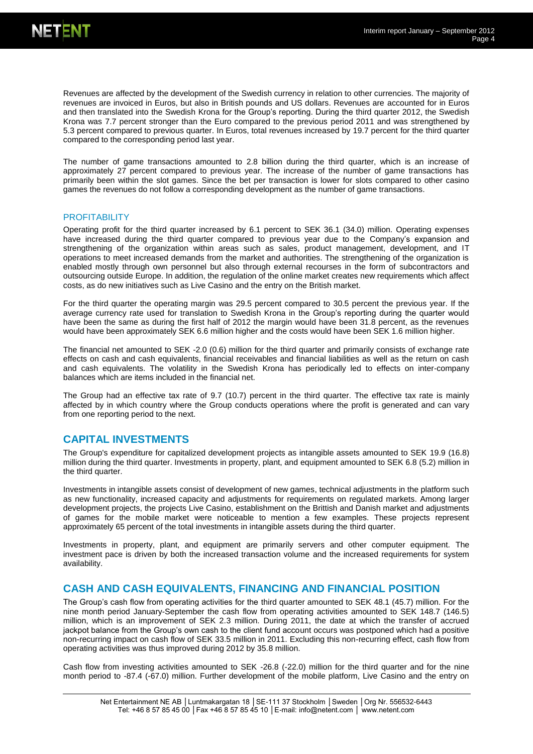Revenues are affected by the development of the Swedish currency in relation to other currencies. The majority of revenues are invoiced in Euros, but also in British pounds and US dollars. Revenues are accounted for in Euros and then translated into the Swedish Krona for the Group's reporting. During the third quarter 2012, the Swedish Krona was 7.7 percent stronger than the Euro compared to the previous period 2011 and was strengthened by 5.3 percent compared to previous quarter. In Euros, total revenues increased by 19.7 percent for the third quarter compared to the corresponding period last year.

The number of game transactions amounted to 2.8 billion during the third quarter, which is an increase of approximately 27 percent compared to previous year. The increase of the number of game transactions has primarily been within the slot games. Since the bet per transaction is lower for slots compared to other casino games the revenues do not follow a corresponding development as the number of game transactions.

### PROFITABILITY

Operating profit for the third quarter increased by 6.1 percent to SEK 36.1 (34.0) million. Operating expenses have increased during the third quarter compared to previous year due to the Company's expansion and strengthening of the organization within areas such as sales, product management, development, and IT operations to meet increased demands from the market and authorities. The strengthening of the organization is enabled mostly through own personnel but also through external recourses in the form of subcontractors and outsourcing outside Europe. In addition, the regulation of the online market creates new requirements which affect costs, as do new initiatives such as Live Casino and the entry on the British market.

For the third quarter the operating margin was 29.5 percent compared to 30.5 percent the previous year. If the average currency rate used for translation to Swedish Krona in the Group's reporting during the quarter would have been the same as during the first half of 2012 the margin would have been 31.8 percent, as the revenues would have been approximately SEK 6.6 million higher and the costs would have been SEK 1.6 million higher.

The financial net amounted to SEK -2.0 (0.6) million for the third quarter and primarily consists of exchange rate effects on cash and cash equivalents, financial receivables and financial liabilities as well as the return on cash and cash equivalents. The volatility in the Swedish Krona has periodically led to effects on inter-company balances which are items included in the financial net.

The Group had an effective tax rate of 9.7 (10.7) percent in the third quarter. The effective tax rate is mainly affected by in which country where the Group conducts operations where the profit is generated and can vary from one reporting period to the next.

## CAPITAL INVESTMENTS

The Group's expenditure for capitalized development projects as intangible assets amounted to SEK 19.9 (16.8) million during the third quarter. Investments in property, plant, and equipment amounted to SEK 6.8 (5.2) million in the third quarter.

Investments in intangible assets consist of development of new games, technical adjustments in the platform such as new functionality, increased capacity and adjustments for requirements on regulated markets. Among larger development projects, the projects Live Casino, establishment on the Brittish and Danish market and adjustments of games for the mobile market were noticeable to mention a few examples. These projects represent approximately 65 percent of the total investments in intangible assets during the third quarter.

Investments in property, plant, and equipment are primarily servers and other computer equipment. The investment pace is driven by both the increased transaction volume and the increased requirements for system availability.

## CASH AND CASH EQUIVALENTS, FINANCING AND FINANCIAL POSITION

The Group's cash flow from operating activities for the third quarter amounted to SEK 48.1 (45.7) million. For the nine month period January-September the cash flow from operating activities amounted to SEK 148.7 (146.5) million, which is an improvement of SEK 2.3 million. During 2011, the date at which the transfer of accrued jackpot balance from the Group's own cash to the client fund account occurs was postponed which had a positive non-recurring impact on cash flow of SEK 33.5 million in 2011. Excluding this non-recurring effect, cash flow from operating activities was thus improved during 2012 by 35.8 million.

Cash flow from investing activities amounted to SEK -26.8 (-22.0) million for the third quarter and for the nine month period to -87.4 (-67.0) million. Further development of the mobile platform, Live Casino and the entry on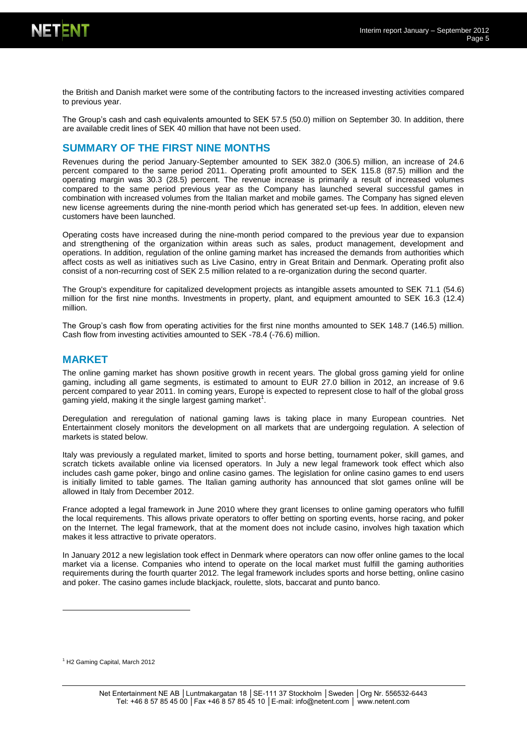the British and Danish market were some of the contributing factors to the increased investing activities compared to previous year.

The Group's cash and cash equivalents amounted to SEK 57.5 (50.0) million on September 30. In addition, there are available credit lines of SEK 40 million that have not been used.

## SUMMARY OF THE FIRST NINE MONTHS

Revenues during the period January-September amounted to SEK 382.0 (306.5) million, an increase of 24.6 percent compared to the same period 2011. Operating profit amounted to SEK 115.8 (87.5) million and the operating margin was 30.3 (28.5) percent. The revenue increase is primarily a result of increased volumes compared to the same period previous year as the Company has launched several successful games in combination with increased volumes from the Italian market and mobile games. The Company has signed eleven new license agreements during the nine-month period which has generated set-up fees. In addition, eleven new customers have been launched.

Operating costs have increased during the nine-month period compared to the previous year due to expansion and strengthening of the organization within areas such as sales, product management, development and operations. In addition, regulation of the online gaming market has increased the demands from authorities which affect costs as well as initiatives such as Live Casino, entry in Great Britain and Denmark. Operating profit also consist of a non-recurring cost of SEK 2.5 million related to a re-organization during the second quarter.

The Group's expenditure for capitalized development projects as intangible assets amounted to SEK 71.1 (54.6) million for the first nine months. Investments in property, plant, and equipment amounted to SEK 16.3 (12.4) million.

The Group's cash flow from operating activities for the first nine months amounted to SEK 148.7 (146.5) million. Cash flow from investing activities amounted to SEK -78.4 (-76.6) million.

## MARKET

The online gaming market has shown positive growth in recent years. The global gross gaming yield for online gaming, including all game segments, is estimated to amount to EUR 27.0 billion in 2012, an increase of 9.6 percent compared to year 2011. In coming years, Europe is expected to represent close to half of the global gross gaming yield, making it the single largest gaming market[1].

Deregulation and reregulation of national gaming laws is taking place in many European countries. Net Entertainment closely monitors the development on all markets that are undergoing regulation. A selection of markets is stated below.

Italy was previously a regulated market, limited to sports and horse betting, tournament poker, skill games, and scratch tickets available online via licensed operators. In July a new legal framework took effect which also includes cash game poker, bingo and online casino games. The legislation for online casino games to end users is initially limited to table games. The Italian gaming authority has announced that slot games online will be allowed in Italy from December 2012.

France adopted a legal framework in June 2010 where they grant licenses to online gaming operators who fulfill the local requirements. This allows private operators to offer betting on sporting events, horse racing, and poker on the Internet. The legal framework, that at the moment does not include casino, involves high taxation which makes it less attractive to private operators.

In January 2012 a new legislation took effect in Denmark where operators can now offer online games to the local market via a license. Companies who intend to operate on the local market must fulfill the gaming authorities requirements during the fourth quarter 2012. The legal framework includes sports and horse betting, online casino and poker. The casino games include blackjack, roulette, slots, baccarat and punto banco.

[1] H2 Gaming Capital, March 2012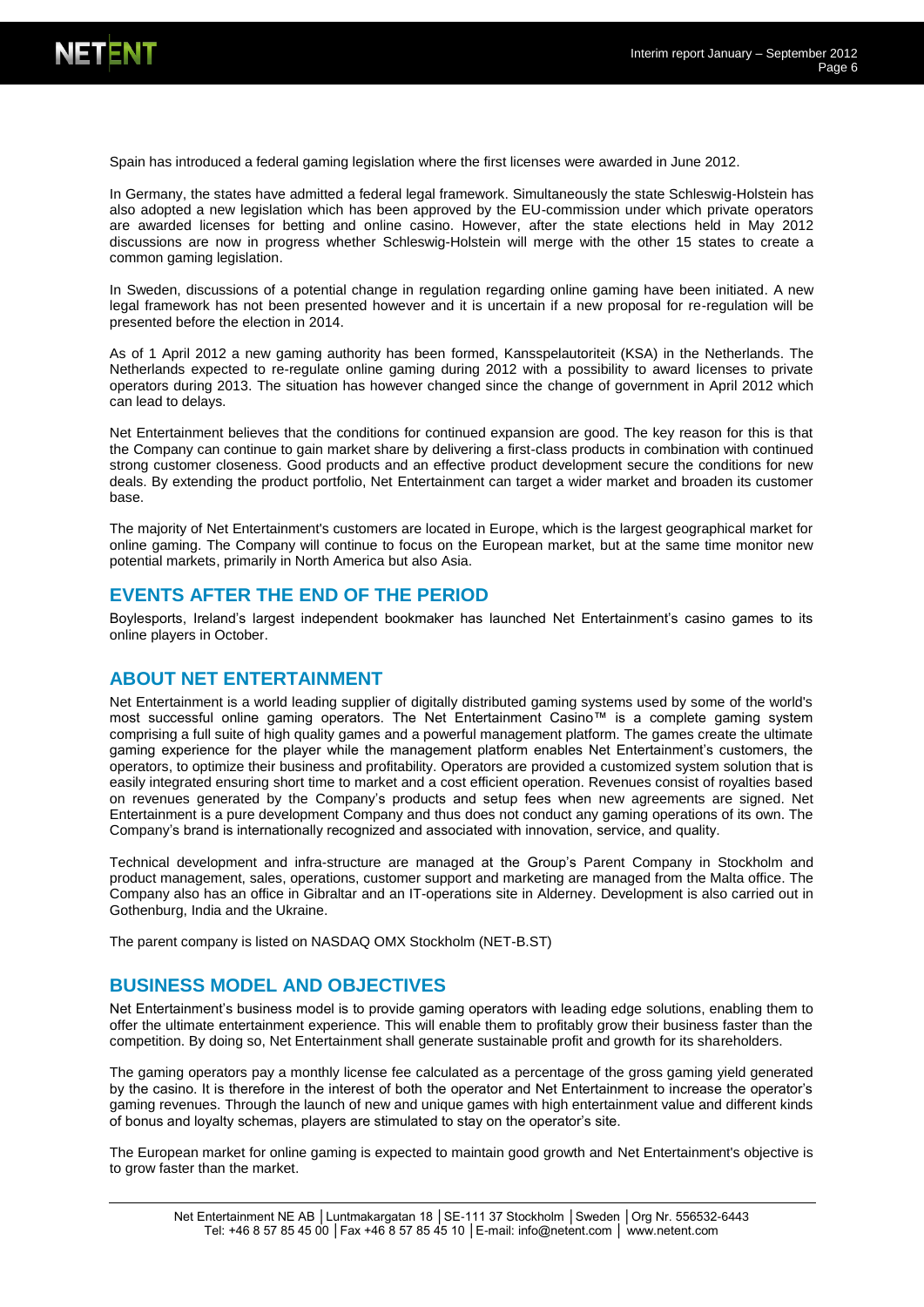Spain has introduced a federal gaming legislation where the first licenses were awarded in June 2012.

In Germany, the states have admitted a federal legal framework. Simultaneously the state Schleswig-Holstein has also adopted a new legislation which has been approved by the EU-commission under which private operators are awarded licenses for betting and online casino. However, after the state elections held in May 2012 discussions are now in progress whether Schleswig-Holstein will merge with the other 15 states to create a common gaming legislation.

In Sweden, discussions of a potential change in regulation regarding online gaming have been initiated. A new legal framework has not been presented however and it is uncertain if a new proposal for re-regulation will be presented before the election in 2014.

As of 1 April 2012 a new gaming authority has been formed, Kansspelautoriteit (KSA) in the Netherlands. The Netherlands expected to re-regulate online gaming during 2012 with a possibility to award licenses to private operators during 2013. The situation has however changed since the change of government in April 2012 which can lead to delays.

Net Entertainment believes that the conditions for continued expansion are good. The key reason for this is that the Company can continue to gain market share by delivering a first-class products in combination with continued strong customer closeness. Good products and an effective product development secure the conditions for new deals. By extending the product portfolio, Net Entertainment can target a wider market and broaden its customer base.

The majority of Net Entertainment's customers are located in Europe, which is the largest geographical market for online gaming. The Company will continue to focus on the European market, but at the same time monitor new potential markets, primarily in North America but also Asia.

## EVENTS AFTER THE END OF THE PERIOD

Boylesports, Ireland's largest independent bookmaker has launched Net Entertainment's casino games to its online players in October.

## ABOUT NET ENTERTAINMENT

Net Entertainment is a world leading supplier of digitally distributed gaming systems used by some of the world's most successful online gaming operators. The Net Entertainment Casino™ is a complete gaming system comprising a full suite of high quality games and a powerful management platform. The games create the ultimate gaming experience for the player while the management platform enables Net Entertainment's customers, the operators, to optimize their business and profitability. Operators are provided a customized system solution that is easily integrated ensuring short time to market and a cost efficient operation. Revenues consist of royalties based on revenues generated by the Company's products and setup fees when new agreements are signed. Net Entertainment is a pure development Company and thus does not conduct any gaming operations of its own. The Company's brand is internationally recognized and associated with innovation, service, and quality.

Technical development and infra-structure are managed at the Group's Parent Company in Stockholm and product management, sales, operations, customer support and marketing are managed from the Malta office. The Company also has an office in Gibraltar and an IT-operations site in Alderney. Development is also carried out in Gothenburg, India and the Ukraine.

The parent company is listed on NASDAQ OMX Stockholm (NET-B.ST)

## BUSINESS MODEL AND OBJECTIVES

Net Entertainment's business model is to provide gaming operators with leading edge solutions, enabling them to offer the ultimate entertainment experience. This will enable them to profitably grow their business faster than the competition. By doing so, Net Entertainment shall generate sustainable profit and growth for its shareholders.

The gaming operators pay a monthly license fee calculated as a percentage of the gross gaming yield generated by the casino. It is therefore in the interest of both the operator and Net Entertainment to increase the operator's gaming revenues. Through the launch of new and unique games with high entertainment value and different kinds of bonus and loyalty schemas, players are stimulated to stay on the operator's site.

The European market for online gaming is expected to maintain good growth and Net Entertainment's objective is to grow faster than the market.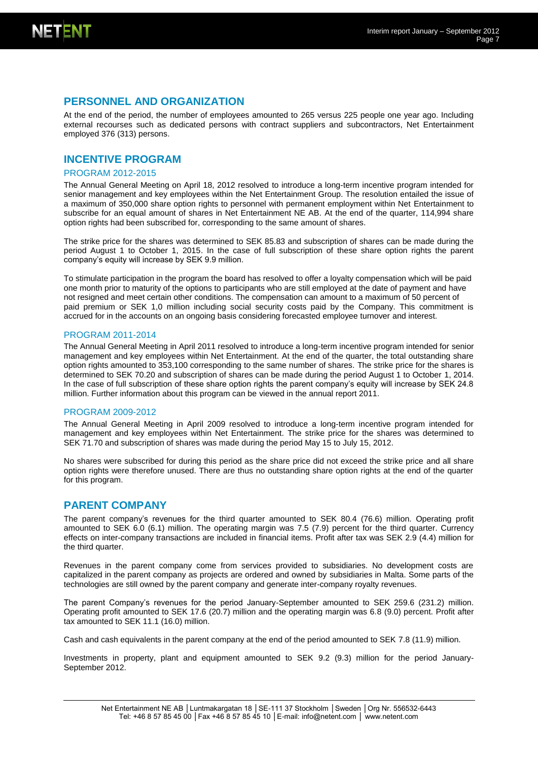## PERSONNEL AND ORGANIZATION

At the end of the period, the number of employees amounted to 265 versus 225 people one year ago. Including external recourses such as dedicated persons with contract suppliers and subcontractors, Net Entertainment employed 376 (313) persons.

## INCENTIVE PROGRAM

### PROGRAM 2012-2015

The Annual General Meeting on April 18, 2012 resolved to introduce a long-term incentive program intended for senior management and key employees within the Net Entertainment Group. The resolution entailed the issue of a maximum of 350,000 share option rights to personnel with permanent employment within Net Entertainment to subscribe for an equal amount of shares in Net Entertainment NE AB. At the end of the quarter, 114,994 share option rights had been subscribed for, corresponding to the same amount of shares.

The strike price for the shares was determined to SEK 85.83 and subscription of shares can be made during the period August 1 to October 1, 2015. In the case of full subscription of these share option rights the parent company's equity will increase by SEK 9.9 million.

To stimulate participation in the program the board has resolved to offer a loyalty compensation which will be paid one month prior to maturity of the options to participants who are still employed at the date of payment and have not resigned and meet certain other conditions. The compensation can amount to a maximum of 50 percent of paid premium or SEK 1,0 million including social security costs paid by the Company. This commitment is accrued for in the accounts on an ongoing basis considering forecasted employee turnover and interest.

### PROGRAM 2011-2014

The Annual General Meeting in April 2011 resolved to introduce a long-term incentive program intended for senior management and key employees within Net Entertainment. At the end of the quarter, the total outstanding share option rights amounted to 353,100 corresponding to the same number of shares. The strike price for the shares is determined to SEK 70.20 and subscription of shares can be made during the period August 1 to October 1, 2014. In the case of full subscription of these share option rights the parent company's equity will increase by SEK 24.8 million. Further information about this program can be viewed in the annual report 2011.

### PROGRAM 2009-2012

The Annual General Meeting in April 2009 resolved to introduce a long-term incentive program intended for management and key employees within Net Entertainment. The strike price for the shares was determined to SEK 71.70 and subscription of shares was made during the period May 15 to July 15, 2012.

No shares were subscribed for during this period as the share price did not exceed the strike price and all share option rights were therefore unused. There are thus no outstanding share option rights at the end of the quarter for this program.

## PARENT COMPANY

The parent company's revenues for the third quarter amounted to SEK 80.4 (76.6) million. Operating profit amounted to SEK 6.0 (6.1) million. The operating margin was 7.5 (7.9) percent for the third quarter. Currency effects on inter-company transactions are included in financial items. Profit after tax was SEK 2.9 (4.4) million for the third quarter.

Revenues in the parent company come from services provided to subsidiaries. No development costs are capitalized in the parent company as projects are ordered and owned by subsidiaries in Malta. Some parts of the technologies are still owned by the parent company and generate inter-company royalty revenues.

The parent Company's revenues for the period January-September amounted to SEK 259.6 (231.2) million. Operating profit amounted to SEK 17.6 (20.7) million and the operating margin was 6.8 (9.0) percent. Profit after tax amounted to SEK 11.1 (16.0) million.

Cash and cash equivalents in the parent company at the end of the period amounted to SEK 7.8 (11.9) million.

Investments in property, plant and equipment amounted to SEK 9.2 (9.3) million for the period January-September 2012.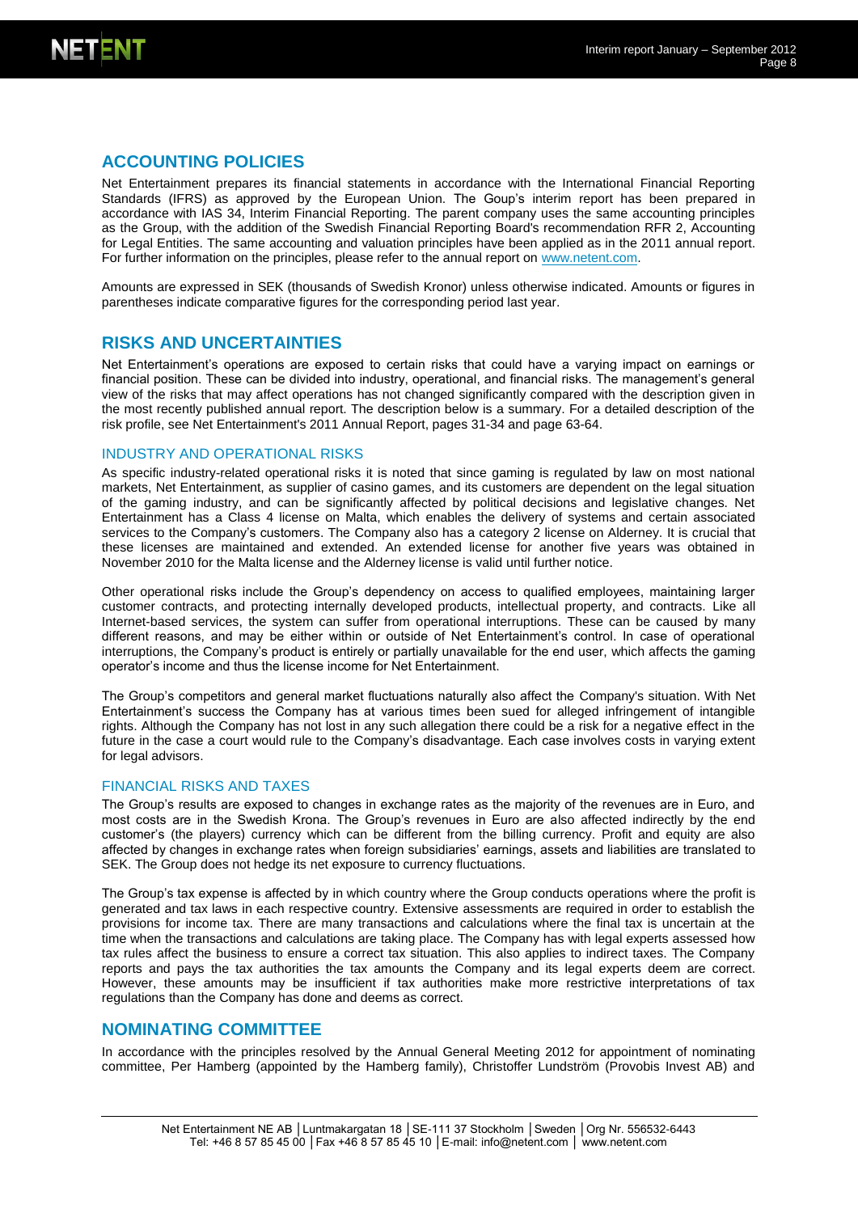## ACCOUNTING POLICIES

Net Entertainment prepares its financial statements in accordance with the International Financial Reporting Standards (IFRS) as approved by the European Union. The Goup's interim report has been prepared in accordance with IAS 34, Interim Financial Reporting. The parent company uses the same accounting principles as the Group, with the addition of the Swedish Financial Reporting Board's recommendation RFR 2, Accounting for Legal Entities. The same accounting and valuation principles have been applied as in the 2011 annual report. For further information on the principles, please refer to the annual report on www.netent.com.

Amounts are expressed in SEK (thousands of Swedish Kronor) unless otherwise indicated. Amounts or figures in parentheses indicate comparative figures for the corresponding period last year.

## RISKS AND UNCERTAINTIES

Net Entertainment's operations are exposed to certain risks that could have a varying impact on earnings or financial position. These can be divided into industry, operational, and financial risks. The management's general view of the risks that may affect operations has not changed significantly compared with the description given in the most recently published annual report. The description below is a summary. For a detailed description of the risk profile, see Net Entertainment's 2011 Annual Report, pages 31-34 and page 63-64.

### INDUSTRY AND OPERATIONAL RISKS

As specific industry-related operational risks it is noted that since gaming is regulated by law on most national markets, Net Entertainment, as supplier of casino games, and its customers are dependent on the legal situation of the gaming industry, and can be significantly affected by political decisions and legislative changes. Net Entertainment has a Class 4 license on Malta, which enables the delivery of systems and certain associated services to the Company's customers. The Company also has a category 2 license on Alderney. It is crucial that these licenses are maintained and extended. An extended license for another five years was obtained in November 2010 for the Malta license and the Alderney license is valid until further notice.

Other operational risks include the Group's dependency on access to qualified employees, maintaining larger customer contracts, and protecting internally developed products, intellectual property, and contracts. Like all Internet-based services, the system can suffer from operational interruptions. These can be caused by many different reasons, and may be either within or outside of Net Entertainment's control. In case of operational interruptions, the Company's product is entirely or partially unavailable for the end user, which affects the gaming operator's income and thus the license income for Net Entertainment.

The Group's competitors and general market fluctuations naturally also affect the Company's situation. With Net Entertainment's success the Company has at various times been sued for alleged infringement of intangible rights. Although the Company has not lost in any such allegation there could be a risk for a negative effect in the future in the case a court would rule to the Company's disadvantage. Each case involves costs in varying extent for legal advisors.

### FINANCIAL RISKS AND TAXES

The Group's results are exposed to changes in exchange rates as the majority of the revenues are in Euro, and most costs are in the Swedish Krona. The Group's revenues in Euro are also affected indirectly by the end customer's (the players) currency which can be different from the billing currency. Profit and equity are also affected by changes in exchange rates when foreign subsidiaries' earnings, assets and liabilities are translated to SEK. The Group does not hedge its net exposure to currency fluctuations.

The Group's tax expense is affected by in which country where the Group conducts operations where the profit is generated and tax laws in each respective country. Extensive assessments are required in order to establish the provisions for income tax. There are many transactions and calculations where the final tax is uncertain at the time when the transactions and calculations are taking place. The Company has with legal experts assessed how tax rules affect the business to ensure a correct tax situation. This also applies to indirect taxes. The Company reports and pays the tax authorities the tax amounts the Company and its legal experts deem are correct. However, these amounts may be insufficient if tax authorities make more restrictive interpretations of tax regulations than the Company has done and deems as correct.

## NOMINATING COMMITTEE

In accordance with the principles resolved by the Annual General Meeting 2012 for appointment of nominating committee, Per Hamberg (appointed by the Hamberg family), Christoffer Lundström (Provobis Invest AB) and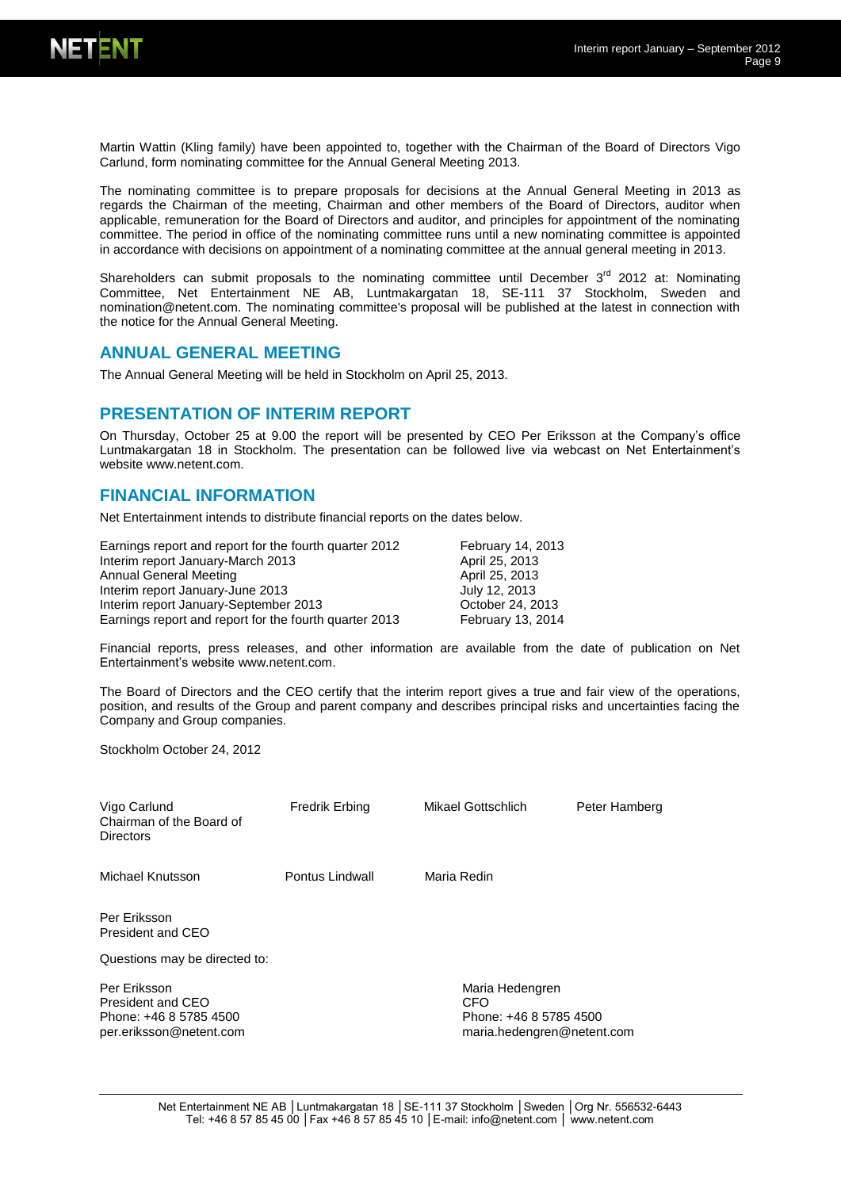Martin Wattin (Kling family) have been appointed to, together with the Chairman of the Board of Directors Vigo Carlund, form nominating committee for the Annual General Meeting 2013.

The nominating committee is to prepare proposals for decisions at the Annual General Meeting in 2013 as regards the Chairman of the meeting, Chairman and other members of the Board of Directors, auditor when applicable, remuneration for the Board of Directors and auditor, and principles for appointment of the nominating committee. The period in office of the nominating committee runs until a new nominating committee is appointed in accordance with decisions on appointment of a nominating committee at the annual general meeting in 2013.

Shareholders can submit proposals to the nominating committee until December 3rd 2012 at: Nominating Committee, Net Entertainment NE AB, Luntmakargatan 18, SE-111 37 Stockholm, Sweden and nomination@netent.com. The nominating committee's proposal will be published at the latest in connection with the notice for the Annual General Meeting.

## ANNUAL GENERAL MEETING

The Annual General Meeting will be held in Stockholm on April 25, 2013.

## PRESENTATION OF INTERIM REPORT

On Thursday, October 25 at 9.00 the report will be presented by CEO Per Eriksson at the Company's office Luntmakargatan 18 in Stockholm. The presentation can be followed live via webcast on Net Entertainment's website www.netent.com.

## FINANCIAL INFORMATION

Net Entertainment intends to distribute financial reports on the dates below.

| | |
|---|---|
| Earnings report and report for the fourth quarter 2012 | February 14, 2013 |
| Interim report January-March 2013 | April 25, 2013 |
| Annual General Meeting | April 25, 2013 |
| Interim report January-June 2013 | July 12, 2013 |
| Interim report January-September 2013 | October 24, 2013 |
| Earnings report and report for the fourth quarter 2013 | February 13, 2014 |

Financial reports, press releases, and other information are available from the date of publication on Net Entertainment's website www.netent.com.

The Board of Directors and the CEO certify that the interim report gives a true and fair view of the operations, position, and results of the Group and parent company and describes principal risks and uncertainties facing the Company and Group companies.

Stockholm October 24, 2012

Vigo Carlund
Chairman of the Board of Directors

Fredrik Erbing

Mikael Gottschlich

Peter Hamberg

Michael Knutsson

Pontus Lindwall

Maria Redin

Per Eriksson
President and CEO

Questions may be directed to:

Per Eriksson
President and CEO
Phone: +46 8 5785 4500
per.eriksson@netent.com

Maria Hedengren
CFO
Phone: +46 8 5785 4500
maria.hedengren@netent.com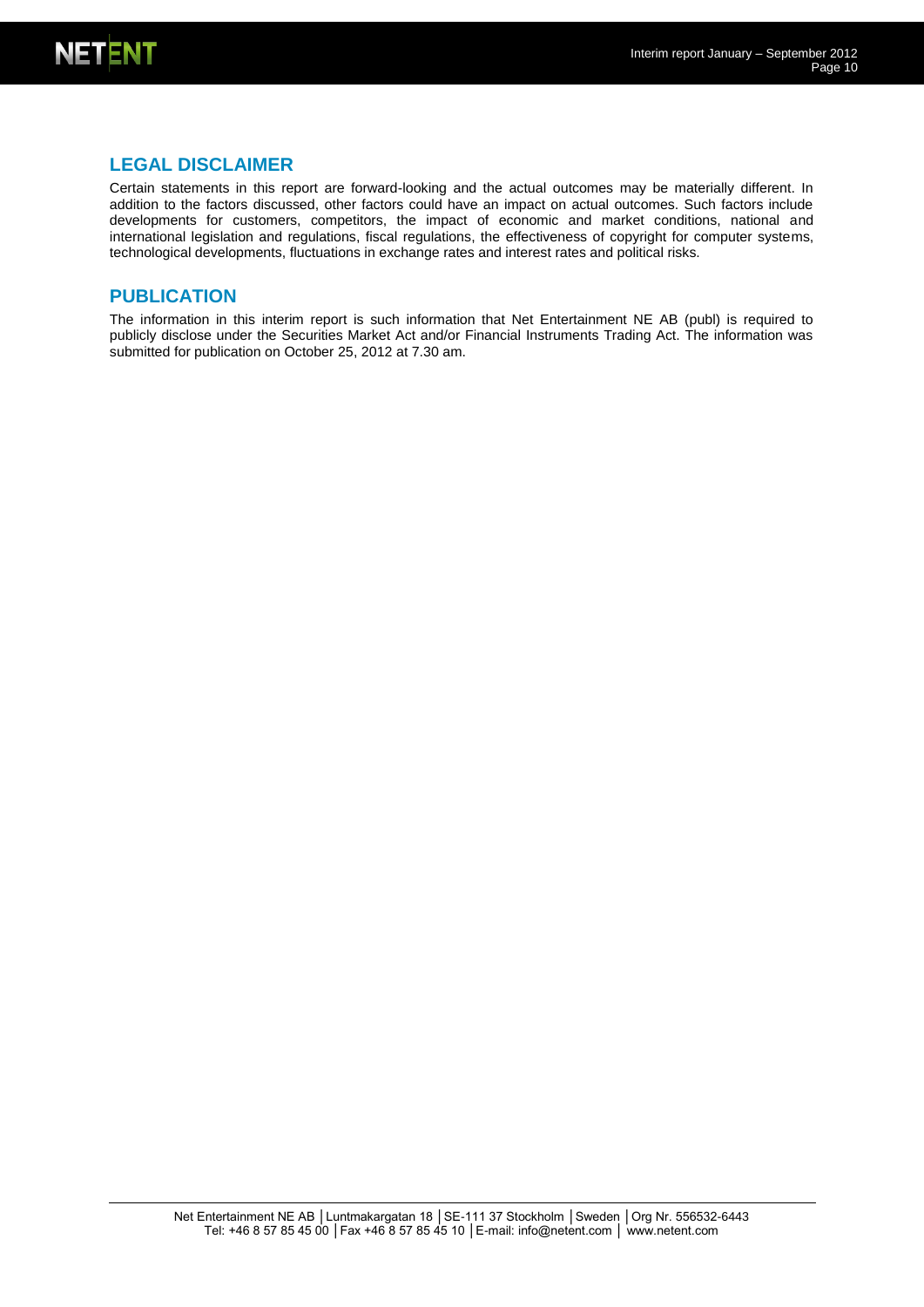## LEGAL DISCLAIMER

Certain statements in this report are forward-looking and the actual outcomes may be materially different. In addition to the factors discussed, other factors could have an impact on actual outcomes. Such factors include developments for customers, competitors, the impact of economic and market conditions, national and international legislation and regulations, fiscal regulations, the effectiveness of copyright for computer systems, technological developments, fluctuations in exchange rates and interest rates and political risks.

## PUBLICATION

The information in this interim report is such information that Net Entertainment NE AB (publ) is required to publicly disclose under the Securities Market Act and/or Financial Instruments Trading Act. The information was submitted for publication on October 25, 2012 at 7.30 am.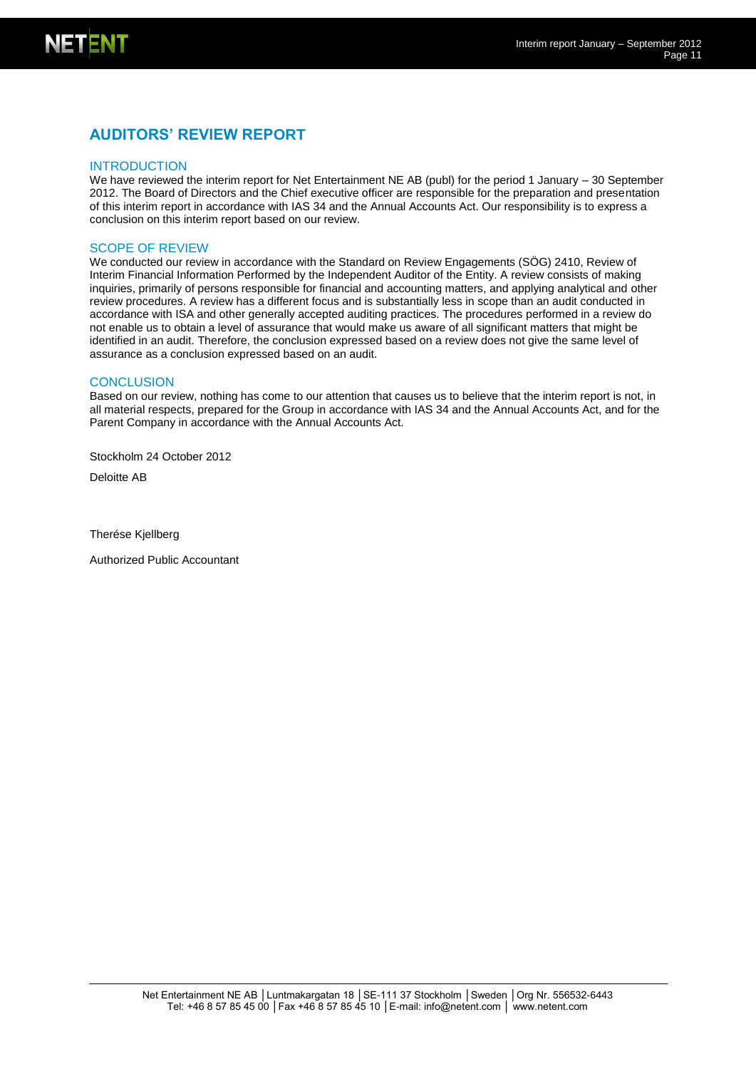# AUDITORS' REVIEW REPORT

## INTRODUCTION

We have reviewed the interim report for Net Entertainment NE AB (publ) for the period 1 January – 30 September 2012. The Board of Directors and the Chief executive officer are responsible for the preparation and presentation of this interim report in accordance with IAS 34 and the Annual Accounts Act. Our responsibility is to express a conclusion on this interim report based on our review.

## SCOPE OF REVIEW

We conducted our review in accordance with the Standard on Review Engagements (SÖG) 2410, Review of Interim Financial Information Performed by the Independent Auditor of the Entity. A review consists of making inquiries, primarily of persons responsible for financial and accounting matters, and applying analytical and other review procedures. A review has a different focus and is substantially less in scope than an audit conducted in accordance with ISA and other generally accepted auditing practices. The procedures performed in a review do not enable us to obtain a level of assurance that would make us aware of all significant matters that might be identified in an audit. Therefore, the conclusion expressed based on a review does not give the same level of assurance as a conclusion expressed based on an audit.

## CONCLUSION

Based on our review, nothing has come to our attention that causes us to believe that the interim report is not, in all material respects, prepared for the Group in accordance with IAS 34 and the Annual Accounts Act, and for the Parent Company in accordance with the Annual Accounts Act.

Stockholm 24 October 2012

Deloitte AB

Therése Kjellberg

Authorized Public Accountant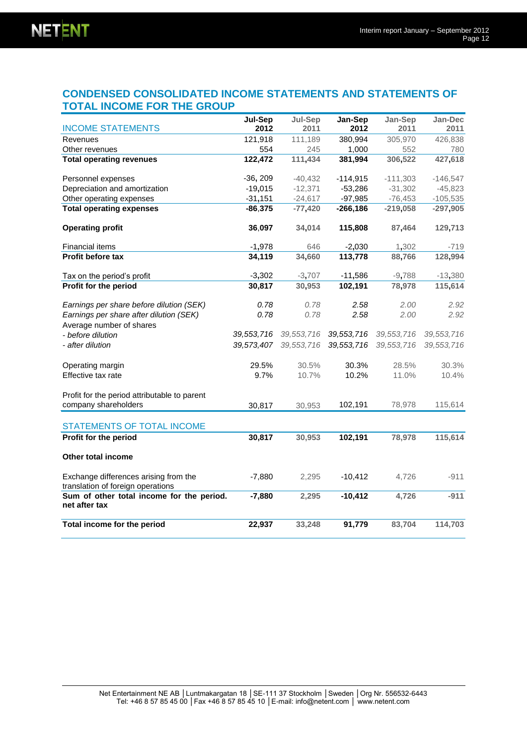## CONDENSED CONSOLIDATED INCOME STATEMENTS AND STATEMENTS OF TOTAL INCOME FOR THE GROUP

| INCOME STATEMENTS | Jul-Sep 2012 | Jul-Sep 2011 | Jan-Sep 2012 | Jan-Sep 2011 | Jan-Dec 2011 |
|---|---|---|---|---|---|
| Revenues | 121,918 | 111,189 | 380,994 | 305,970 | 426,838 |
| Other revenues | 554 | 245 | 1,000 | 552 | 780 |
| **Total operating revenues** | **122,472** | **111,434** | **381,994** | **306,522** | **427,618** |
| | | | | | |
| Personnel expenses | -36, 209 | -40,432 | -114,915 | -111,303 | -146,547 |
| Depreciation and amortization | -19,015 | -12,371 | -53,286 | -31,302 | -45,823 |
| Other operating expenses | -31,151 | -24,617 | -97,985 | -76,453 | -105,535 |
| **Total operating expenses** | **-86,375** | **-77,420** | **-266,186** | **-219,058** | **-297,905** |
| | | | | | |
| **Operating profit** | **36,097** | **34,014** | **115,808** | **87,464** | **129,713** |
| | | | | | |
| Financial items | -1,978 | 646 | -2,030 | 1,302 | -719 |
| **Profit before tax** | **34,119** | **34,660** | **113,778** | **88,766** | **128,994** |
| | | | | | |
| Tax on the period's profit | -3,302 | -3,707 | -11,586 | -9,788 | -13,380 |
| **Profit for the period** | **30,817** | **30,953** | **102,191** | **78,978** | **115,614** |
| | | | | | |
| *Earnings per share before dilution (SEK)* | *0.78* | *0.78* | *2.58* | *2.00* | *2.92* |
| *Earnings per share after dilution (SEK)* | *0.78* | *0.78* | *2.58* | *2.00* | *2.92* |
| Average number of shares | | | | | |
| *- before dilution* | *39,553,716* | *39,553,716* | *39,553,716* | *39,553,716* | *39,553,716* |
| *- after dilution* | *39,573,407* | *39,553,716* | *39,553,716* | *39,553,716* | *39,553,716* |
| | | | | | |
| Operating margin | 29.5% | 30.5% | 30.3% | 28.5% | 30.3% |
| Effective tax rate | 9.7% | 10.7% | 10.2% | 11.0% | 10.4% |
| | | | | | |
| Profit for the period attributable to parent company shareholders | 30,817 | 30,953 | 102,191 | 78,978 | 115,614 |

| STATEMENTS OF TOTAL INCOME | Jul-Sep 2012 | Jul-Sep 2011 | Jan-Sep 2012 | Jan-Sep 2011 | Jan-Dec 2011 |
|---|---|---|---|---|---|
| **Profit for the period** | **30,817** | **30,953** | **102,191** | **78,978** | **115,614** |
| | | | | | |
| **Other total income** | | | | | |
| | | | | | |
| Exchange differences arising from the translation of foreign operations | -7,880 | 2,295 | -10,412 | 4,726 | -911 |
| **Sum of other total income for the period. net after tax** | **-7,880** | **2,295** | **-10,412** | **4,726** | **-911** |
| | | | | | |
| **Total income for the period** | **22,937** | **33,248** | **91,779** | **83,704** | **114,703** |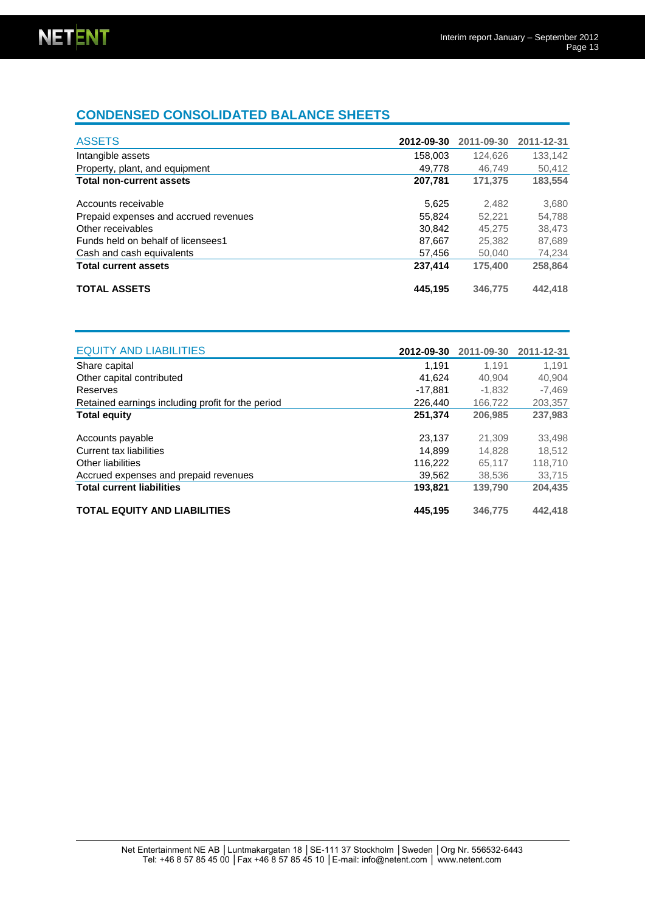## CONDENSED CONSOLIDATED BALANCE SHEETS

| ASSETS | 2012-09-30 | 2011-09-30 | 2011-12-31 |
|---|---|---|---|
| Intangible assets | 158,003 | 124,626 | 133,142 |
| Property, plant, and equipment | 49,778 | 46,749 | 50,412 |
| **Total non-current assets** | **207,781** | **171,375** | **183,554** |
| | | | |
| Accounts receivable | 5,625 | 2,482 | 3,680 |
| Prepaid expenses and accrued revenues | 55,824 | 52,221 | 54,788 |
| Other receivables | 30,842 | 45,275 | 38,473 |
| Funds held on behalf of licensees1 | 87,667 | 25,382 | 87,689 |
| Cash and cash equivalents | 57,456 | 50,040 | 74,234 |
| **Total current assets** | **237,414** | **175,400** | **258,864** |
| | | | |
| **TOTAL ASSETS** | **445,195** | **346,775** | **442,418** |

| EQUITY AND LIABILITIES | 2012-09-30 | 2011-09-30 | 2011-12-31 |
|---|---|---|---|
| Share capital | 1,191 | 1,191 | 1,191 |
| Other capital contributed | 41,624 | 40,904 | 40,904 |
| Reserves | -17,881 | -1,832 | -7,469 |
| Retained earnings including profit for the period | 226,440 | 166,722 | 203,357 |
| **Total equity** | **251,374** | **206,985** | **237,983** |
| | | | |
| Accounts payable | 23,137 | 21,309 | 33,498 |
| Current tax liabilities | 14,899 | 14,828 | 18,512 |
| Other liabilities | 116,222 | 65,117 | 118,710 |
| Accrued expenses and prepaid revenues | 39,562 | 38,536 | 33,715 |
| **Total current liabilities** | **193,821** | **139,790** | **204,435** |
| | | | |
| **TOTAL EQUITY AND LIABILITIES** | **445,195** | **346,775** | **442,418** |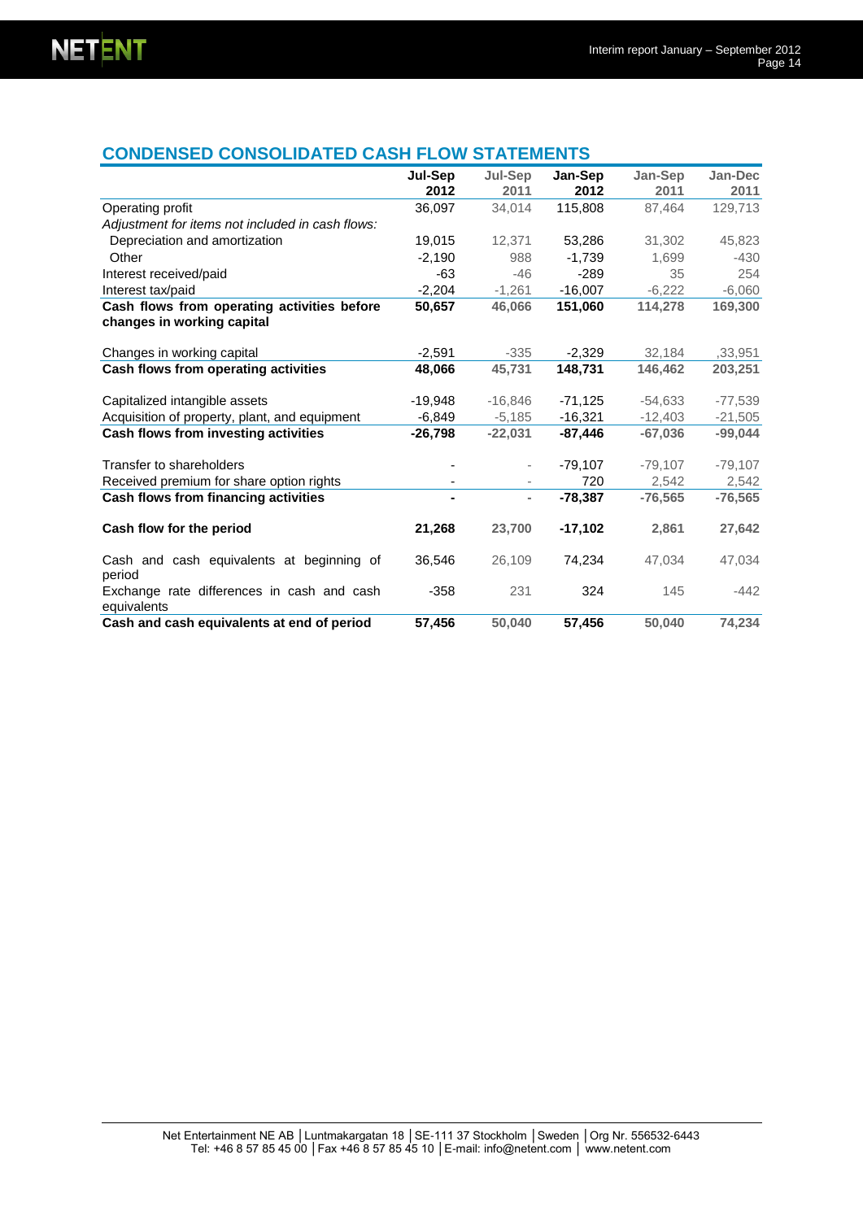## CONDENSED CONSOLIDATED CASH FLOW STATEMENTS

| | Jul-Sep 2012 | Jul-Sep 2011 | Jan-Sep 2012 | Jan-Sep 2011 | Jan-Dec 2011 |
|---|---|---|---|---|---|
| Operating profit | 36,097 | 34,014 | 115,808 | 87,464 | 129,713 |
| *Adjustment for items not included in cash flows:* | | | | | |
| Depreciation and amortization | 19,015 | 12,371 | 53,286 | 31,302 | 45,823 |
| Other | -2,190 | 988 | -1,739 | 1,699 | -430 |
| Interest received/paid | -63 | -46 | -289 | 35 | 254 |
| Interest tax/paid | -2,204 | -1,261 | -16,007 | -6,222 | -6,060 |
| **Cash flows from operating activities before changes in working capital** | **50,657** | **46,066** | **151,060** | **114,278** | **169,300** |
| Changes in working capital | -2,591 | -335 | -2,329 | 32,184 | ,33,951 |
| **Cash flows from operating activities** | **48,066** | **45,731** | **148,731** | **146,462** | **203,251** |
| Capitalized intangible assets | -19,948 | -16,846 | -71,125 | -54,633 | -77,539 |
| Acquisition of property, plant, and equipment | -6,849 | -5,185 | -16,321 | -12,403 | -21,505 |
| **Cash flows from investing activities** | **-26,798** | **-22,031** | **-87,446** | **-67,036** | **-99,044** |
| Transfer to shareholders | - | - | -79,107 | -79,107 | -79,107 |
| Received premium for share option rights | - | - | 720 | 2,542 | 2,542 |
| **Cash flows from financing activities** | **-** | **-** | **-78,387** | **-76,565** | **-76,565** |
| **Cash flow for the period** | **21,268** | **23,700** | **-17,102** | **2,861** | **27,642** |
| Cash and cash equivalents at beginning of period | 36,546 | 26,109 | 74,234 | 47,034 | 47,034 |
| Exchange rate differences in cash and cash equivalents | -358 | 231 | 324 | 145 | -442 |
| **Cash and cash equivalents at end of period** | **57,456** | **50,040** | **57,456** | **50,040** | **74,234** |

Net Entertainment NE AB | Luntmakargatan 18 | SE-111 37 Stockholm | Sweden | Org Nr. 556532-6443
Tel: +46 8 57 85 45 00 | Fax +46 8 57 85 45 10 | E-mail: info@netent.com | www.netent.com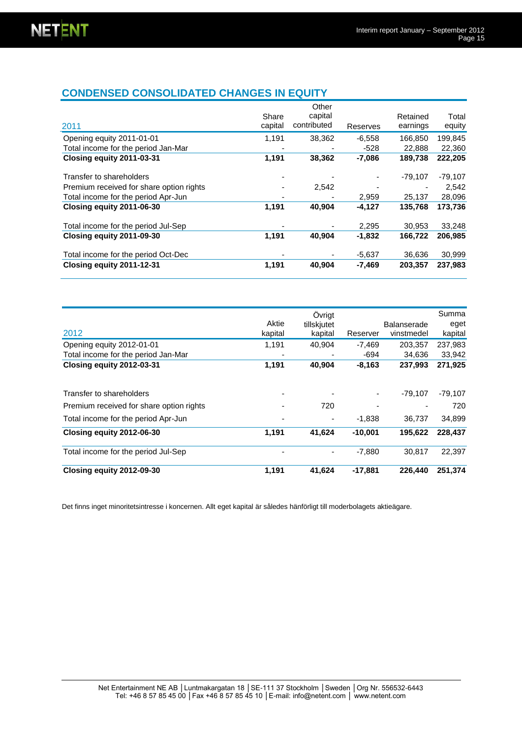## CONDENSED CONSOLIDATED CHANGES IN EQUITY

| 2011 | Share capital | Other capital contributed | Reserves | Retained earnings | Total equity |
|---|---|---|---|---|---|
| Opening equity 2011-01-01 | 1,191 | 38,362 | -6,558 | 166,850 | 199,845 |
| Total income for the period Jan-Mar | - | - | -528 | 22,888 | 22,360 |
| **Closing equity 2011-03-31** | **1,191** | **38,362** | **-7,086** | **189,738** | **222,205** |
| | | | | | |
| Transfer to shareholders | - | - | - | -79,107 | -79,107 |
| Premium received for share option rights | - | 2,542 | - | - | 2,542 |
| Total income for the period Apr-Jun | - | - | 2,959 | 25,137 | 28,096 |
| **Closing equity 2011-06-30** | **1,191** | **40,904** | **-4,127** | **135,768** | **173,736** |
| | | | | | |
| Total income for the period Jul-Sep | - | - | 2,295 | 30,953 | 33,248 |
| **Closing equity 2011-09-30** | **1,191** | **40,904** | **-1,832** | **166,722** | **206,985** |
| | | | | | |
| Total income for the period Oct-Dec | - | - | -5,637 | 36,636 | 30,999 |
| **Closing equity 2011-12-31** | **1,191** | **40,904** | **-7,469** | **203,357** | **237,983** |

| 2012 | Aktie kapital | Övrigt tillskjutet kapital | Reserver | Balanserade vinstmedel | Summa eget kapital |
|---|---|---|---|---|---|
| Opening equity 2012-01-01 | 1,191 | 40,904 | -7,469 | 203,357 | 237,983 |
| Total income for the period Jan-Mar | - | - | -694 | 34,636 | 33,942 |
| **Closing equity 2012-03-31** | **1,191** | **40,904** | **-8,163** | **237,993** | **271,925** |
| | | | | | |
| Transfer to shareholders | - | - | - | -79,107 | -79,107 |
| Premium received for share option rights | - | 720 | - | - | 720 |
| Total income for the period Apr-Jun | - | - | -1,838 | 36,737 | 34,899 |
| **Closing equity 2012-06-30** | **1,191** | **41,624** | **-10,001** | **195,622** | **228,437** |
| Total income for the period Jul-Sep | - | - | -7,880 | 30,817 | 22,397 |
| **Closing equity 2012-09-30** | **1,191** | **41,624** | **-17,881** | **226,440** | **251,374** |

Det finns inget minoritetsintresse i koncernen. Allt eget kapital är således hänförligt till moderbolagets aktieägare.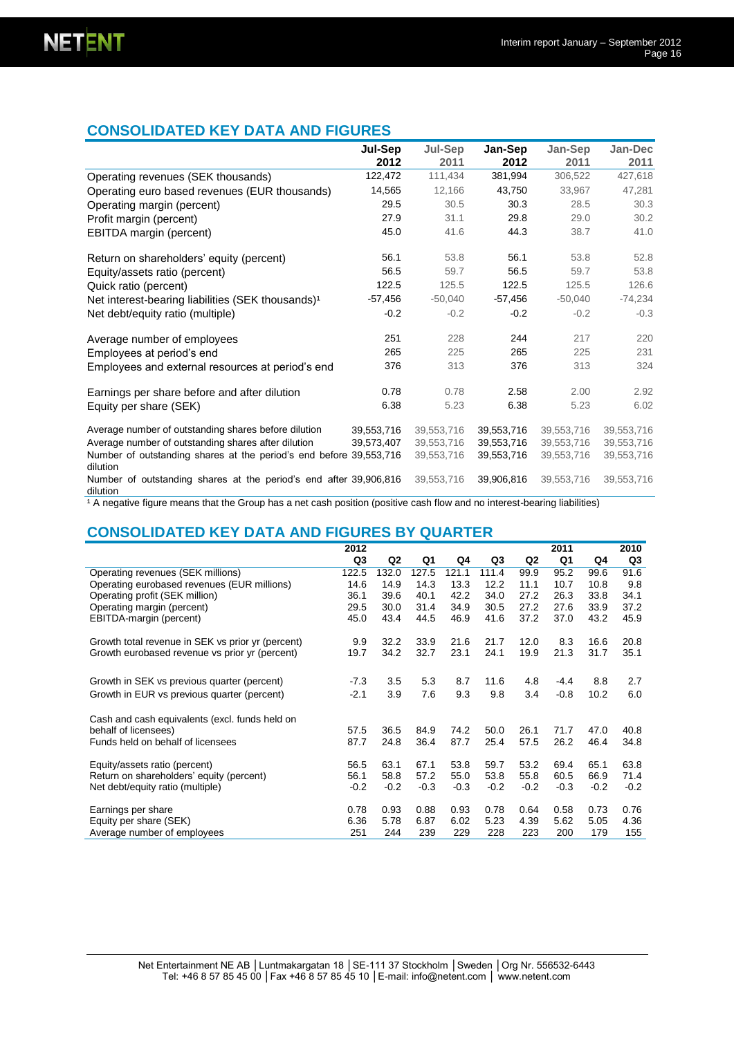## CONSOLIDATED KEY DATA AND FIGURES

| | Jul-Sep 2012 | Jul-Sep 2011 | Jan-Sep 2012 | Jan-Sep 2011 | Jan-Dec 2011 |
|---|---|---|---|---|---|
| Operating revenues (SEK thousands) | 122,472 | 111,434 | 381,994 | 306,522 | 427,618 |
| Operating euro based revenues (EUR thousands) | 14,565 | 12,166 | 43,750 | 33,967 | 47,281 |
| Operating margin (percent) | 29.5 | 30.5 | 30.3 | 28.5 | 30.3 |
| Profit margin (percent) | 27.9 | 31.1 | 29.8 | 29.0 | 30.2 |
| EBITDA margin (percent) | 45.0 | 41.6 | 44.3 | 38.7 | 41.0 |
| | | | | | |
| Return on shareholders' equity (percent) | 56.1 | 53.8 | 56.1 | 53.8 | 52.8 |
| Equity/assets ratio (percent) | 56.5 | 59.7 | 56.5 | 59.7 | 53.8 |
| Quick ratio (percent) | 122.5 | 125.5 | 122.5 | 125.5 | 126.6 |
| Net interest-bearing liabilities (SEK thousands)[1] | -57,456 | -50,040 | -57,456 | -50,040 | -74,234 |
| Net debt/equity ratio (multiple) | -0.2 | -0.2 | -0.2 | -0.2 | -0.3 |
| | | | | | |
| Average number of employees | 251 | 228 | 244 | 217 | 220 |
| Employees at period's end | 265 | 225 | 265 | 225 | 231 |
| Employees and external resources at period's end | 376 | 313 | 376 | 313 | 324 |
| | | | | | |
| Earnings per share before and after dilution | 0.78 | 0.78 | 2.58 | 2.00 | 2.92 |
| Equity per share (SEK) | 6.38 | 5.23 | 6.38 | 5.23 | 6.02 |
| | | | | | |
| Average number of outstanding shares before dilution | 39,553,716 | 39,553,716 | 39,553,716 | 39,553,716 | 39,553,716 |
| Average number of outstanding shares after dilution | 39,573,407 | 39,553,716 | 39,553,716 | 39,553,716 | 39,553,716 |
| Number of outstanding shares at the period's end before dilution | 39,553,716 | 39,553,716 | 39,553,716 | 39,553,716 | 39,553,716 |
| Number of outstanding shares at the period's end after dilution | 39,906,816 | 39,553,716 | 39,906,816 | 39,553,716 | 39,553,716 |

[1] A negative figure means that the Group has a net cash position (positive cash flow and no interest-bearing liabilities)

## CONSOLIDATED KEY DATA AND FIGURES BY QUARTER

| | 2012 | | | | | 2011 | | | 2010 |
|---|---|---|---|---|---|---|---|---|---|
| | Q3 | Q2 | Q1 | Q4 | Q3 | Q2 | Q1 | Q4 | Q3 |
| Operating revenues (SEK millions) | 122.5 | 132.0 | 127.5 | 121.1 | 111.4 | 99.9 | 95.2 | 99.6 | 91.6 |
| Operating eurobased revenues (EUR millions) | 14.6 | 14.9 | 14.3 | 13.3 | 12.2 | 11.1 | 10.7 | 10.8 | 9.8 |
| Operating profit (SEK million) | 36.1 | 39.6 | 40.1 | 42.2 | 34.0 | 27.2 | 26.3 | 33.8 | 34.1 |
| Operating margin (percent) | 29.5 | 30.0 | 31.4 | 34.9 | 30.5 | 27.2 | 27.6 | 33.9 | 37.2 |
| EBITDA-margin (percent) | 45.0 | 43.4 | 44.5 | 46.9 | 41.6 | 37.2 | 37.0 | 43.2 | 45.9 |
| | | | | | | | | | |
| Growth total revenue in SEK vs prior yr (percent) | 9.9 | 32.2 | 33.9 | 21.6 | 21.7 | 12.0 | 8.3 | 16.6 | 20.8 |
| Growth eurobased revenue vs prior yr (percent) | 19.7 | 34.2 | 32.7 | 23.1 | 24.1 | 19.9 | 21.3 | 31.7 | 35.1 |
| | | | | | | | | | |
| Growth in SEK vs previous quarter (percent) | -7.3 | 3.5 | 5.3 | 8.7 | 11.6 | 4.8 | -4.4 | 8.8 | 2.7 |
| Growth in EUR vs previous quarter (percent) | -2.1 | 3.9 | 7.6 | 9.3 | 9.8 | 3.4 | -0.8 | 10.2 | 6.0 |
| | | | | | | | | | |
| Cash and cash equivalents (excl. funds held on behalf of licensees) | 57.5 | 36.5 | 84.9 | 74.2 | 50.0 | 26.1 | 71.7 | 47.0 | 40.8 |
| Funds held on behalf of licensees | 87.7 | 24.8 | 36.4 | 87.7 | 25.4 | 57.5 | 26.2 | 46.4 | 34.8 |
| | | | | | | | | | |
| Equity/assets ratio (percent) | 56.5 | 63.1 | 67.1 | 53.8 | 59.7 | 53.2 | 69.4 | 65.1 | 63.8 |
| Return on shareholders' equity (percent) | 56.1 | 58.8 | 57.2 | 55.0 | 53.8 | 55.8 | 60.5 | 66.9 | 71.4 |
| Net debt/equity ratio (multiple) | -0.2 | -0.2 | -0.3 | -0.3 | -0.2 | -0.2 | -0.3 | -0.2 | -0.2 |
| | | | | | | | | | |
| Earnings per share | 0.78 | 0.93 | 0.88 | 0.93 | 0.78 | 0.64 | 0.58 | 0.73 | 0.76 |
| Equity per share (SEK) | 6.36 | 5.78 | 6.87 | 6.02 | 5.23 | 4.39 | 5.62 | 5.05 | 4.36 |
| Average number of employees | 251 | 244 | 239 | 229 | 228 | 223 | 200 | 179 | 155 |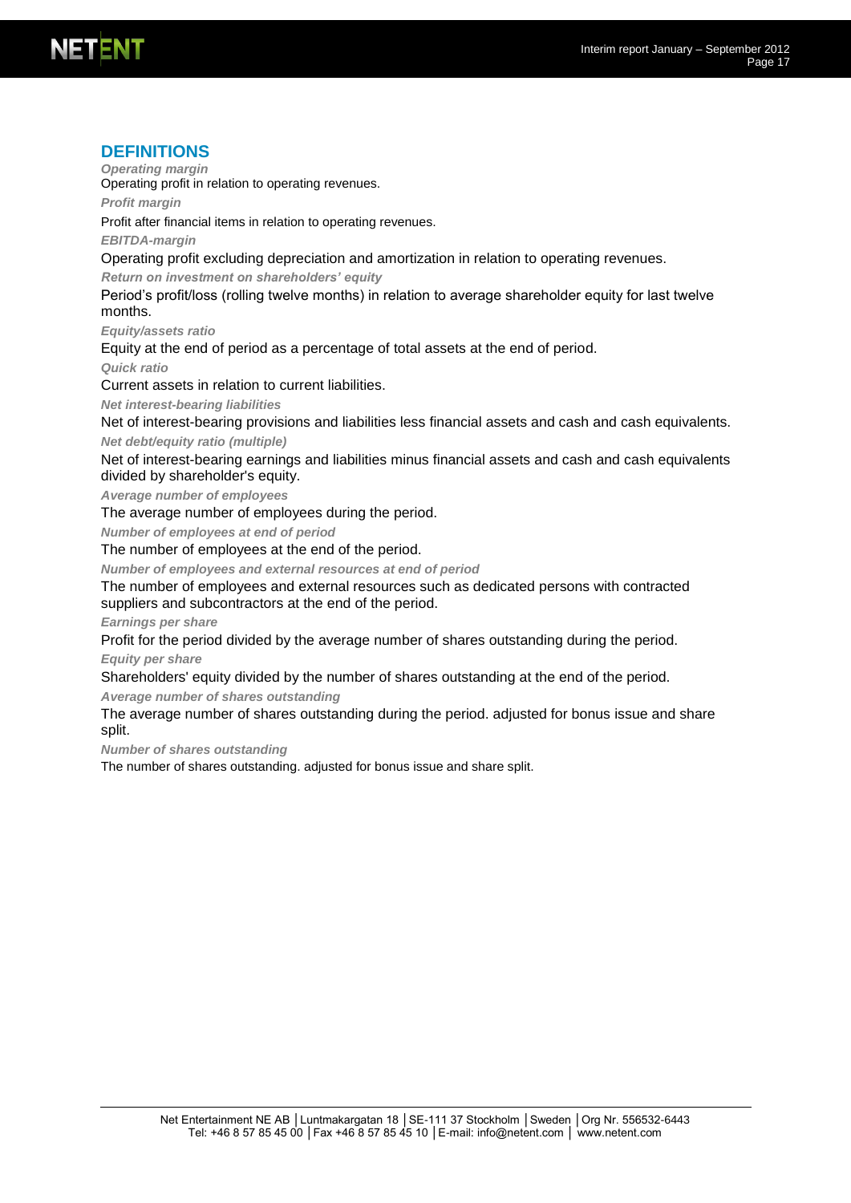## DEFINITIONS

***Operating margin***

Operating profit in relation to operating revenues.

***Profit margin***

Profit after financial items in relation to operating revenues.

***EBITDA-margin***

Operating profit excluding depreciation and amortization in relation to operating revenues.

***Return on investment on shareholders' equity***

Period's profit/loss (rolling twelve months) in relation to average shareholder equity for last twelve months.

***Equity/assets ratio***

Equity at the end of period as a percentage of total assets at the end of period.

***Quick ratio***

Current assets in relation to current liabilities.

***Net interest-bearing liabilities***

Net of interest-bearing provisions and liabilities less financial assets and cash and cash equivalents.

***Net debt/equity ratio (multiple)***

Net of interest-bearing earnings and liabilities minus financial assets and cash and cash equivalents divided by shareholder's equity.

***Average number of employees***

The average number of employees during the period.

***Number of employees at end of period***

The number of employees at the end of the period.

***Number of employees and external resources at end of period***

The number of employees and external resources such as dedicated persons with contracted suppliers and subcontractors at the end of the period.

***Earnings per share***

Profit for the period divided by the average number of shares outstanding during the period.

***Equity per share***

Shareholders' equity divided by the number of shares outstanding at the end of the period.

***Average number of shares outstanding***

The average number of shares outstanding during the period. adjusted for bonus issue and share split.

***Number of shares outstanding***

The number of shares outstanding. adjusted for bonus issue and share split.

Net Entertainment NE AB │Luntmakargatan 18 │SE-111 37 Stockholm │Sweden │Org Nr. 556532-6443
Tel: +46 8 57 85 45 00 │Fax +46 8 57 85 45 10 │E-mail: info@netent.com │ www.netent.com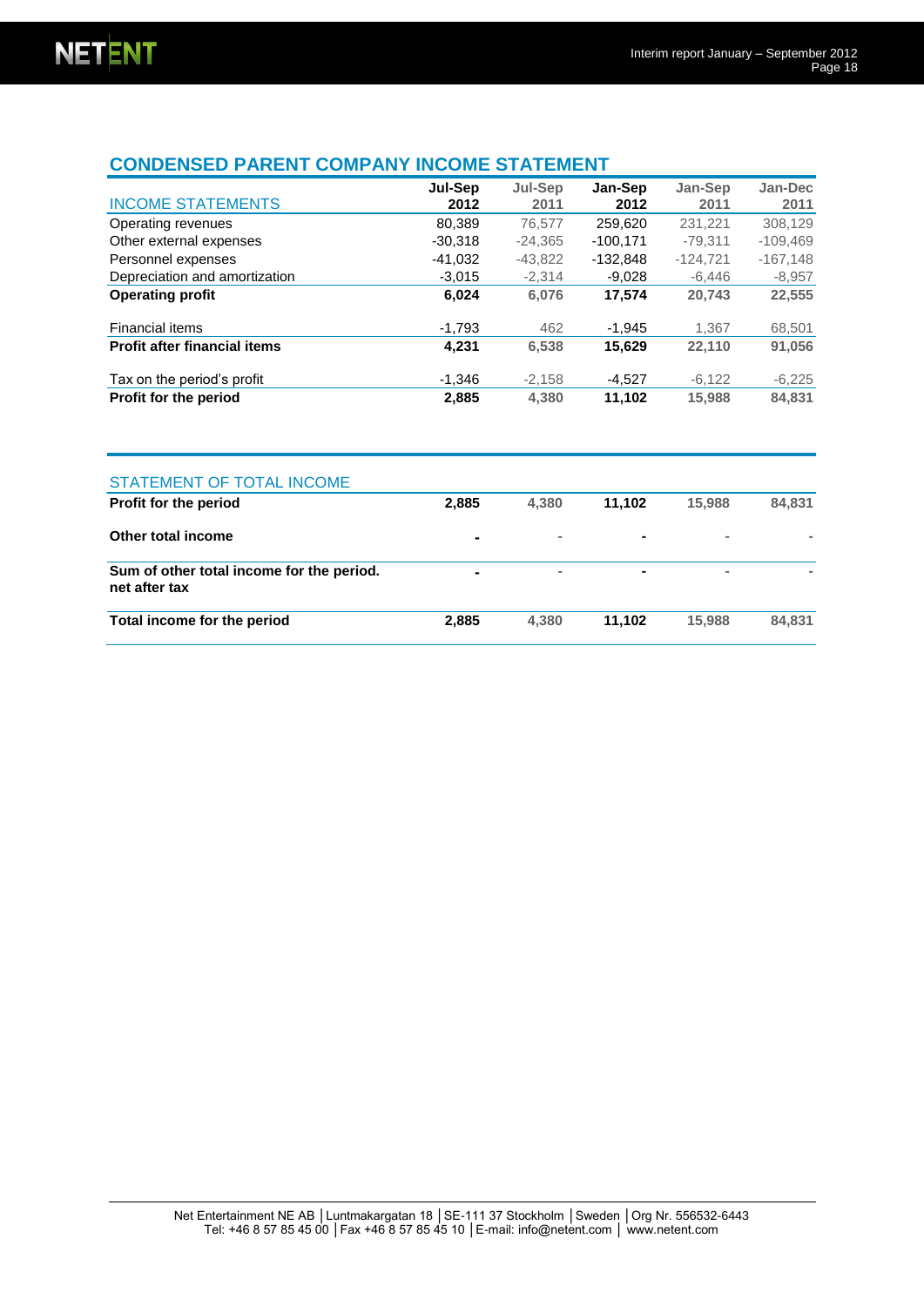## CONDENSED PARENT COMPANY INCOME STATEMENT

| INCOME STATEMENTS | Jul-Sep 2012 | Jul-Sep 2011 | Jan-Sep 2012 | Jan-Sep 2011 | Jan-Dec 2011 |
|---|---|---|---|---|---|
| Operating revenues | 80,389 | 76,577 | 259,620 | 231,221 | 308,129 |
| Other external expenses | -30,318 | -24,365 | -100,171 | -79,311 | -109,469 |
| Personnel expenses | -41,032 | -43,822 | -132,848 | -124,721 | -167,148 |
| Depreciation and amortization | -3,015 | -2,314 | -9,028 | -6,446 | -8,957 |
| **Operating profit** | **6,024** | **6,076** | **17,574** | **20,743** | **22,555** |
| Financial items | -1,793 | 462 | -1,945 | 1,367 | 68,501 |
| **Profit after financial items** | **4,231** | **6,538** | **15,629** | **22,110** | **91,056** |
| Tax on the period's profit | -1,346 | -2,158 | -4,527 | -6,122 | -6,225 |
| **Profit for the period** | **2,885** | **4,380** | **11,102** | **15,988** | **84,831** |

| STATEMENT OF TOTAL INCOME | | | | | |
|---|---|---|---|---|---|
| **Profit for the period** | **2,885** | **4,380** | **11,102** | **15,988** | **84,831** |
| **Other total income** | - | - | - | - | - |
| **Sum of other total income for the period. net after tax** | - | - | - | - | - |
| **Total income for the period** | **2,885** | **4,380** | **11,102** | **15,988** | **84,831** |

Net Entertainment NE AB │Luntmakargatan 18 │SE-111 37 Stockholm │Sweden │Org Nr. 556532-6443
Tel: +46 8 57 85 45 00 │Fax +46 8 57 85 45 10 │E-mail: info@netent.com │ www.netent.com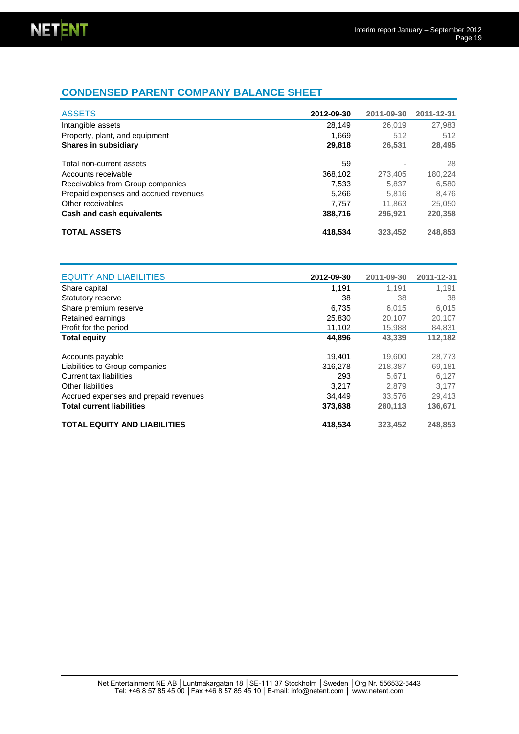## CONDENSED PARENT COMPANY BALANCE SHEET

| ASSETS | 2012-09-30 | 2011-09-30 | 2011-12-31 |
|---|---|---|---|
| Intangible assets | 28,149 | 26,019 | 27,983 |
| Property, plant, and equipment | 1,669 | 512 | 512 |
| **Shares in subsidiary** | **29,818** | **26,531** | **28,495** |
| | | | |
| Total non-current assets | 59 | - | 28 |
| Accounts receivable | 368,102 | 273,405 | 180,224 |
| Receivables from Group companies | 7,533 | 5,837 | 6,580 |
| Prepaid expenses and accrued revenues | 5,266 | 5,816 | 8,476 |
| Other receivables | 7,757 | 11,863 | 25,050 |
| **Cash and cash equivalents** | **388,716** | **296,921** | **220,358** |
| | | | |
| **TOTAL ASSETS** | **418,534** | **323,452** | **248,853** |

| EQUITY AND LIABILITIES | 2012-09-30 | 2011-09-30 | 2011-12-31 |
|---|---|---|---|
| Share capital | 1,191 | 1,191 | 1,191 |
| Statutory reserve | 38 | 38 | 38 |
| Share premium reserve | 6,735 | 6,015 | 6,015 |
| Retained earnings | 25,830 | 20,107 | 20,107 |
| Profit for the period | 11,102 | 15,988 | 84,831 |
| **Total equity** | **44,896** | **43,339** | **112,182** |
| | | | |
| Accounts payable | 19,401 | 19,600 | 28,773 |
| Liabilities to Group companies | 316,278 | 218,387 | 69,181 |
| Current tax liabilities | 293 | 5,671 | 6,127 |
| Other liabilities | 3,217 | 2,879 | 3,177 |
| Accrued expenses and prepaid revenues | 34,449 | 33,576 | 29,413 |
| **Total current liabilities** | **373,638** | **280,113** | **136,671** |
| | | | |
| **TOTAL EQUITY AND LIABILITIES** | **418,534** | **323,452** | **248,853** |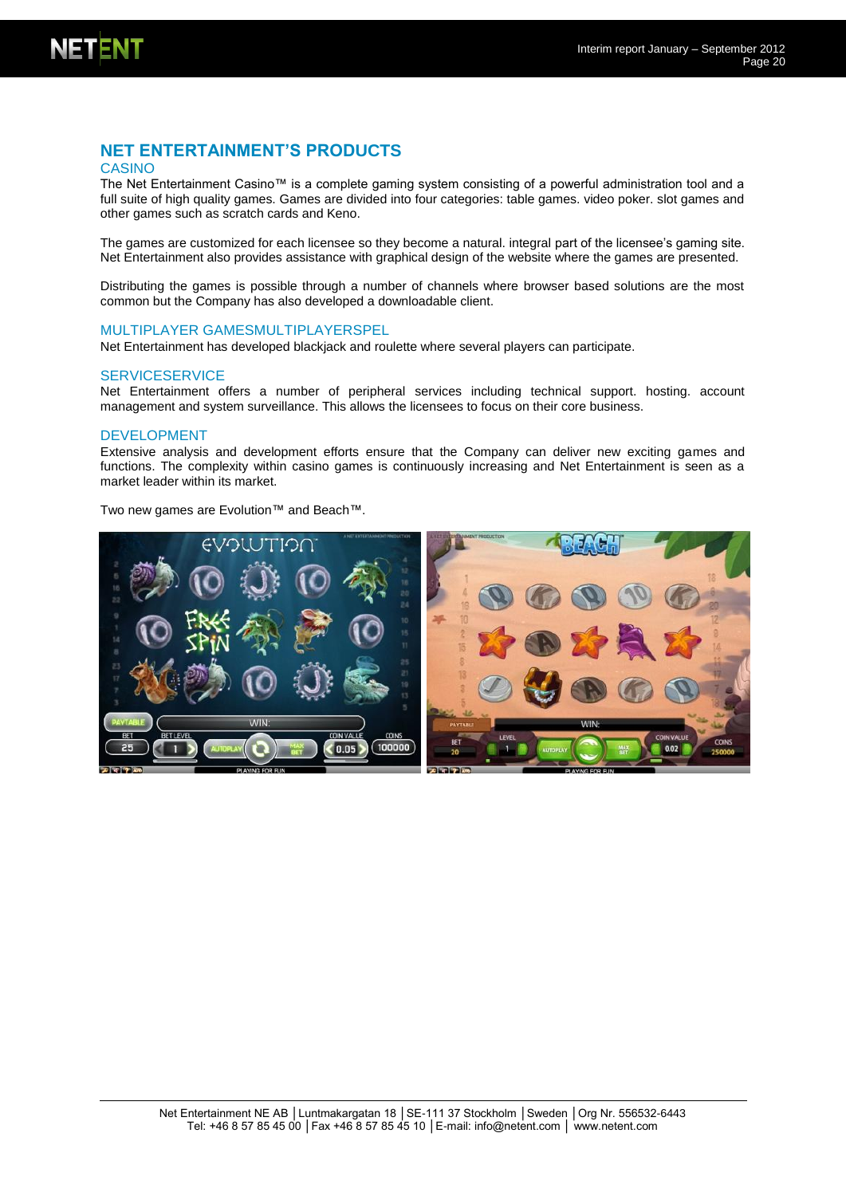## NET ENTERTAINMENT'S PRODUCTS

### CASINO

The Net Entertainment Casino™ is a complete gaming system consisting of a powerful administration tool and a full suite of high quality games. Games are divided into four categories: table games. video poker. slot games and other games such as scratch cards and Keno.

The games are customized for each licensee so they become a natural. integral part of the licensee's gaming site. Net Entertainment also provides assistance with graphical design of the website where the games are presented.

Distributing the games is possible through a number of channels where browser based solutions are the most common but the Company has also developed a downloadable client.

### MULTIPLAYER GAMESMULTIPLAYERSPEL

Net Entertainment has developed blackjack and roulette where several players can participate.

### SERVICESERVICE

Net Entertainment offers a number of peripheral services including technical support. hosting. account management and system surveillance. This allows the licensees to focus on their core business.

### DEVELOPMENT

Extensive analysis and development efforts ensure that the Company can deliver new exciting games and functions. The complexity within casino games is continuously increasing and Net Entertainment is seen as a market leader within its market.

Two new games are Evolution™ and Beach™.

Net Entertainment NE AB │Luntmakargatan 18 │SE-111 37 Stockholm │Sweden │Org Nr. 556532-6443
Tel: +46 8 57 85 45 00 │Fax +46 8 57 85 45 10 │E-mail: info@netent.com │ www.netent.com